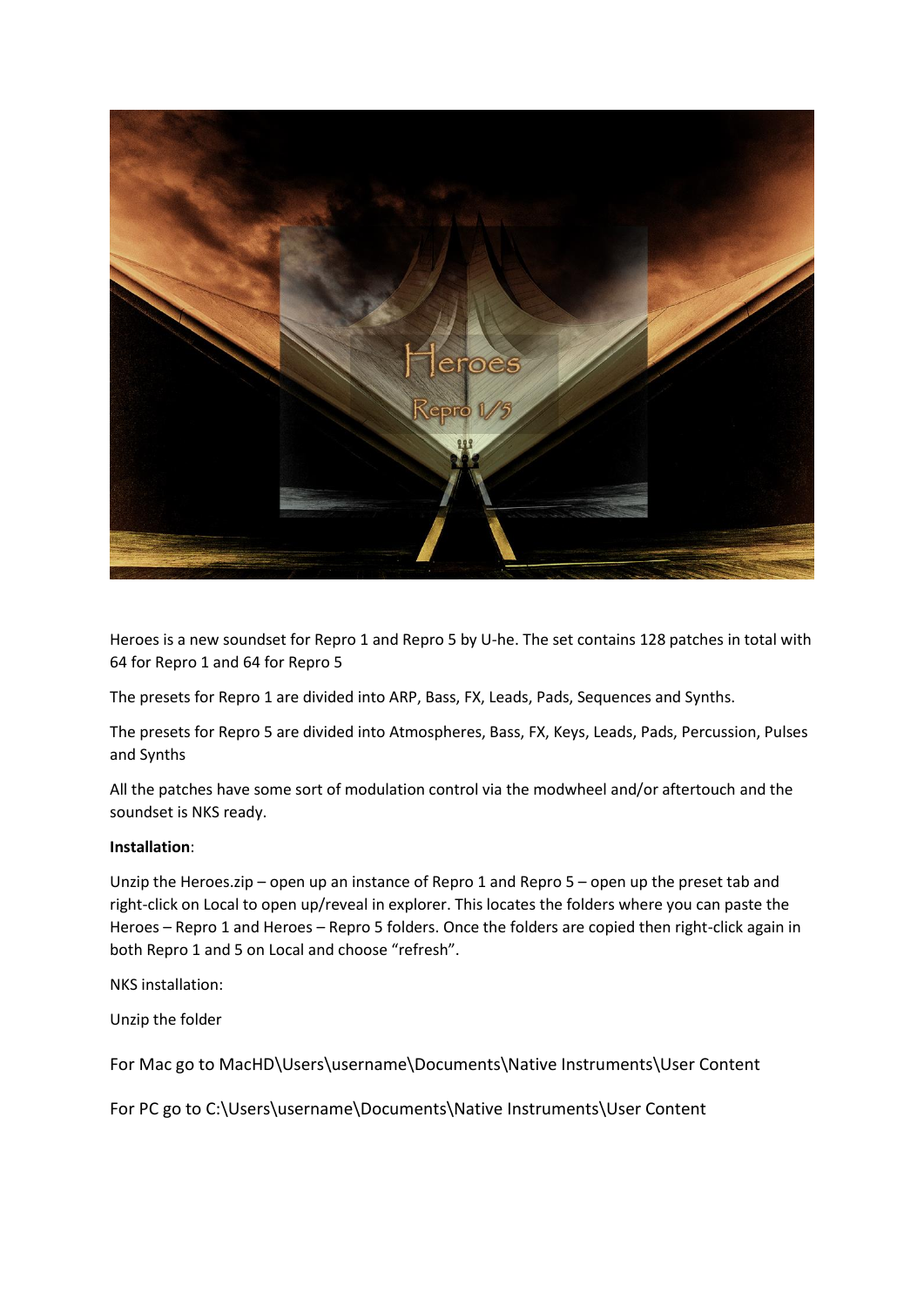Heroes is a new soundset for Repro 1 and Repro 5 by U-he. The set contains 128 patches in total with 64 for Repro 1 and 64 for Repro 5

The presets for Repro 1 are divided into ARP, Bass, FX, Leads, Pads, Sequences and Synths.

The presets for Repro 5 are divided into Atmospheres, Bass, FX, Keys, Leads, Pads, Percussion, Pulses and Synths

All the patches have some sort of modulation control via the modwheel and/or aftertouch and the soundset is NKS ready.

**Installation**:

Unzip the Heroes.zip – open up an instance of Repro 1 and Repro 5 – open up the preset tab and right-click on Local to open up/reveal in explorer. This locates the folders where you can paste the Heroes – Repro 1 and Heroes – Repro 5 folders. Once the folders are copied then right-click again in both Repro 1 and 5 on Local and choose "refresh".

NKS installation:

Unzip the folder

For Mac go to MacHD\Users\username\Documents\Native Instruments\User Content

For PC go to C:\Users\username\Documents\Native Instruments\User Content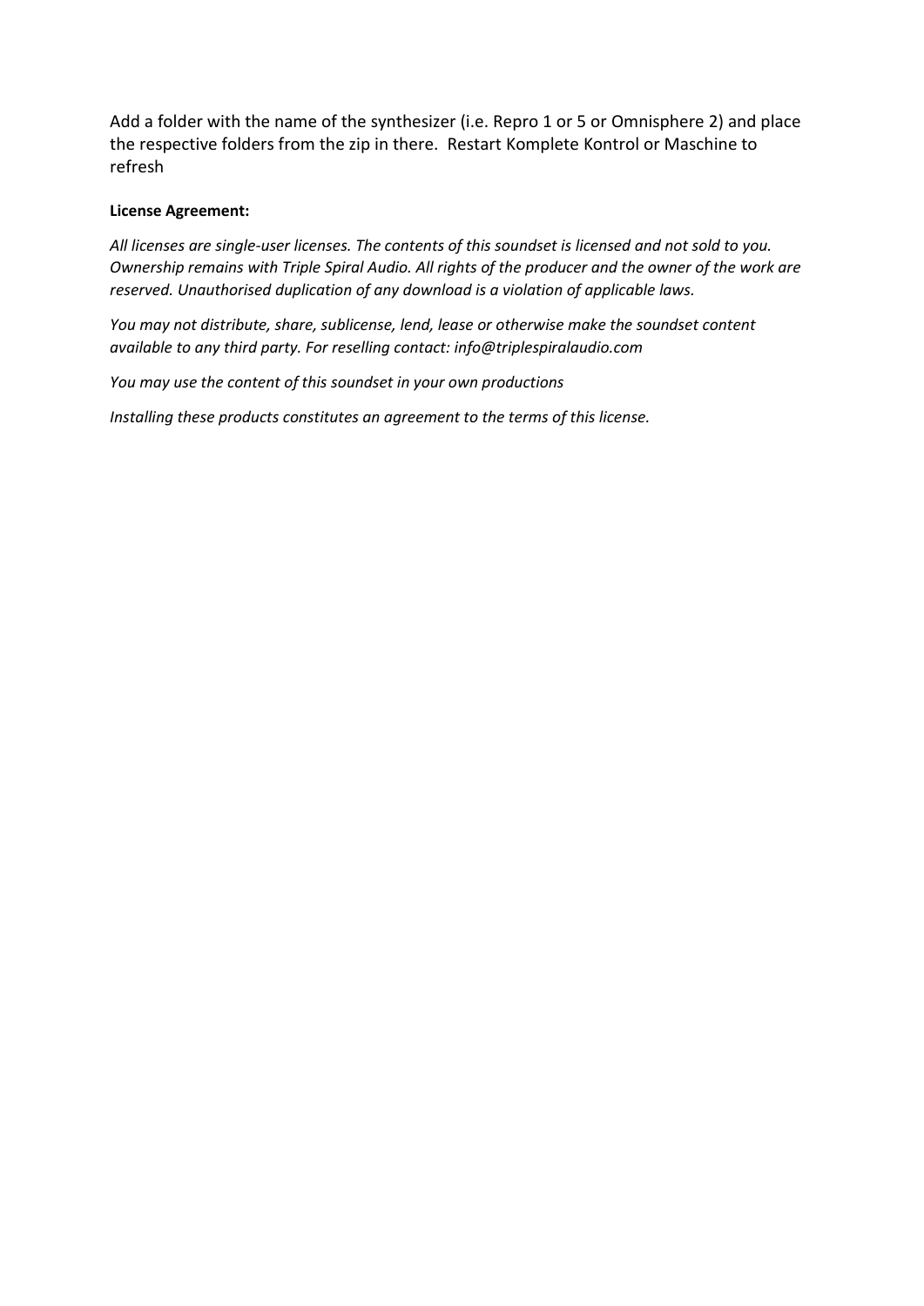Add a folder with the name of the synthesizer (i.e. Repro 1 or 5 or Omnisphere 2) and place the respective folders from the zip in there. Restart Komplete Kontrol or Maschine to refresh

**License Agreement:**

*All licenses are single-user licenses. The contents of this soundset is licensed and not sold to you. Ownership remains with Triple Spiral Audio. All rights of the producer and the owner of the work are reserved. Unauthorised duplication of any download is a violation of applicable laws.*

*You may not distribute, share, sublicense, lend, lease or otherwise make the soundset content available to any third party. For reselling contact: info@triplespiralaudio.com*

*You may use the content of this soundset in your own productions*

*Installing these products constitutes an agreement to the terms of this license.*